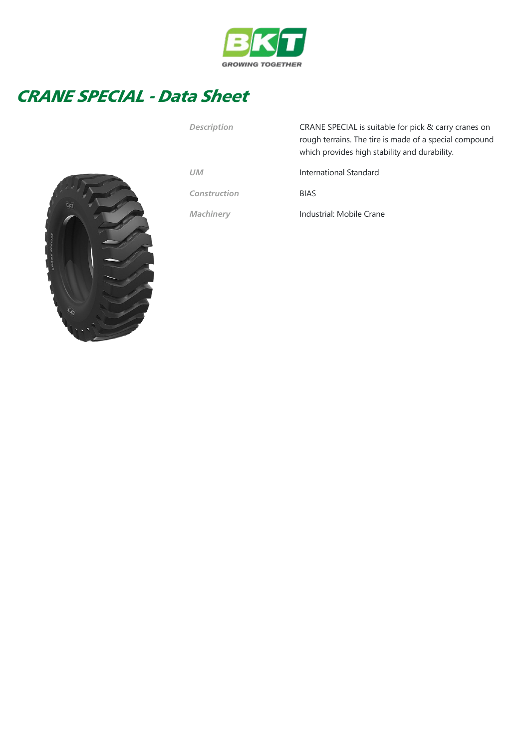# CRANE SPECIAL - Data Sheet

| | |
|---|---|
| *Description* | CRANE SPECIAL is suitable for pick & carry cranes on rough terrains. The tire is made of a special compound which provides high stability and durability. |
| *UM* | International Standard |
| *Construction* | BIAS |
| *Machinery* | Industrial: Mobile Crane |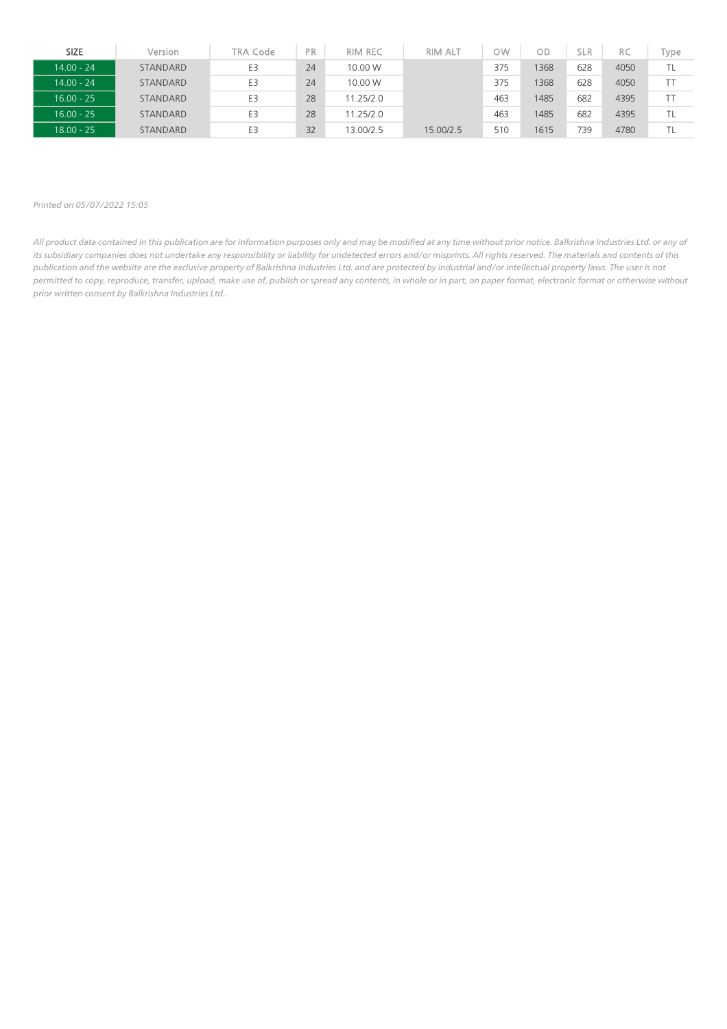| SIZE | Version | TRA Code | PR | RIM REC | RIM ALT | OW | OD | SLR | RC | Type |
|---|---|---|---|---|---|---|---|---|---|---|
| 14.00 - 24 | STANDARD | E3 | 24 | 10.00 W | | 375 | 1368 | 628 | 4050 | TL |
| 14.00 - 24 | STANDARD | E3 | 24 | 10.00 W | | 375 | 1368 | 628 | 4050 | TT |
| 16.00 - 25 | STANDARD | E3 | 28 | 11.25/2.0 | | 463 | 1485 | 682 | 4395 | TT |
| 16.00 - 25 | STANDARD | E3 | 28 | 11.25/2.0 | | 463 | 1485 | 682 | 4395 | TL |
| 18.00 - 25 | STANDARD | E3 | 32 | 13.00/2.5 | 15.00/2.5 | 510 | 1615 | 739 | 4780 | TL |

*Printed on 05/07/2022 15:05*

*All product data contained in this publication are for information purposes only and may be modified at any time without prior notice. Balkrishna Industries Ltd. or any of its subsidiary companies does not undertake any responsibility or liability for undetected errors and/or misprints. All rights reserved. The materials and contents of this publication and the website are the exclusive property of Balkrishna Industries Ltd. and are protected by industrial and/or intellectual property laws. The user is not permitted to copy, reproduce, transfer, upload, make use of, publish or spread any contents, in whole or in part, on paper format, electronic format or otherwise without prior written consent by Balkrishna Industries Ltd..*